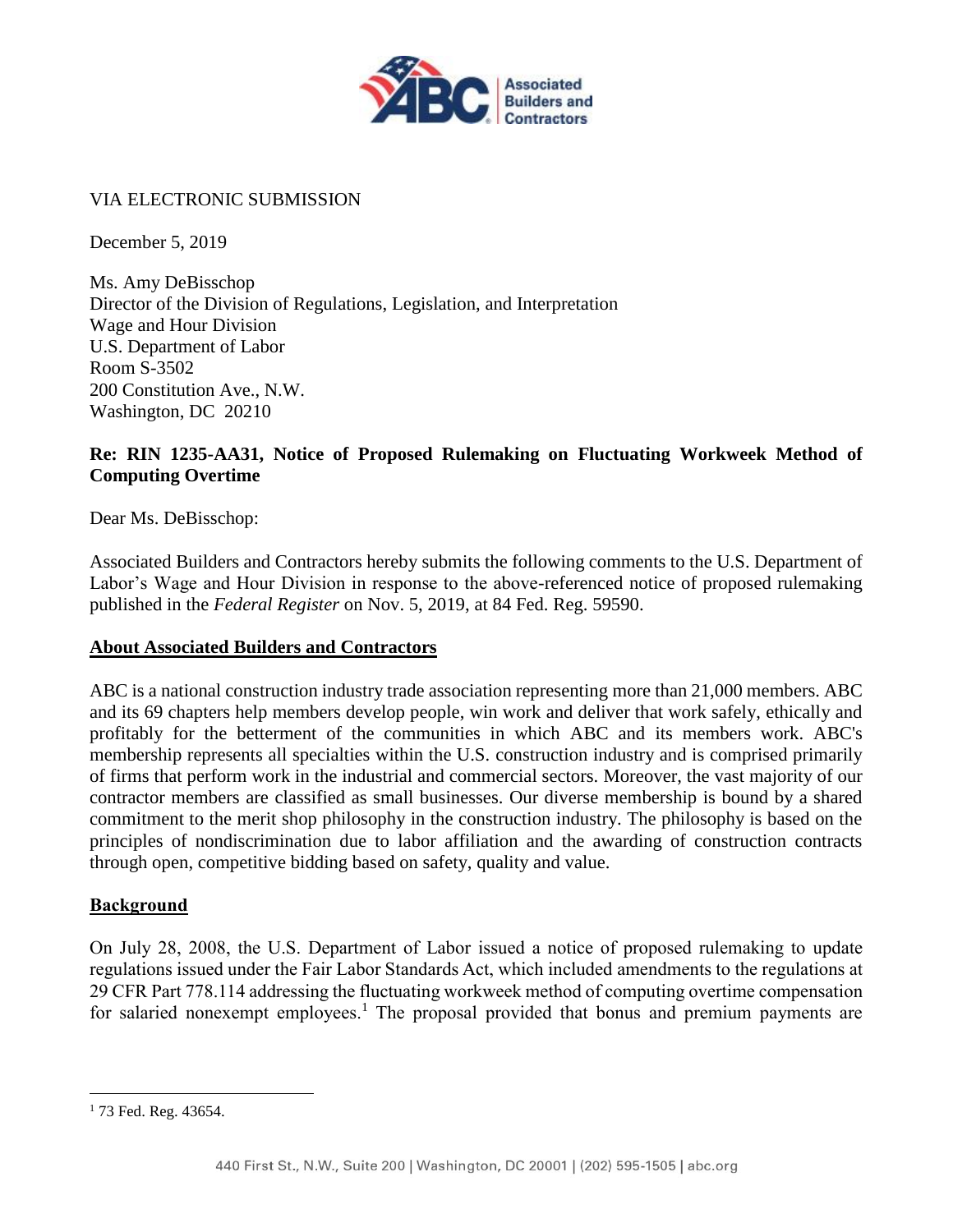VIA ELECTRONIC SUBMISSION

December 5, 2019

Ms. Amy DeBisschop  
Director of the Division of Regulations, Legislation, and Interpretation  
Wage and Hour Division  
U.S. Department of Labor  
Room S-3502  
200 Constitution Ave., N.W.  
Washington, DC 20210

**Re: RIN 1235-AA31, Notice of Proposed Rulemaking on Fluctuating Workweek Method of Computing Overtime**

Dear Ms. DeBisschop:

Associated Builders and Contractors hereby submits the following comments to the U.S. Department of Labor's Wage and Hour Division in response to the above-referenced notice of proposed rulemaking published in the *Federal Register* on Nov. 5, 2019, at 84 Fed. Reg. 59590.

**About Associated Builders and Contractors**

ABC is a national construction industry trade association representing more than 21,000 members. ABC and its 69 chapters help members develop people, win work and deliver that work safely, ethically and profitably for the betterment of the communities in which ABC and its members work. ABC's membership represents all specialties within the U.S. construction industry and is comprised primarily of firms that perform work in the industrial and commercial sectors. Moreover, the vast majority of our contractor members are classified as small businesses. Our diverse membership is bound by a shared commitment to the merit shop philosophy in the construction industry. The philosophy is based on the principles of nondiscrimination due to labor affiliation and the awarding of construction contracts through open, competitive bidding based on safety, quality and value.

**Background**

On July 28, 2008, the U.S. Department of Labor issued a notice of proposed rulemaking to update regulations issued under the Fair Labor Standards Act, which included amendments to the regulations at 29 CFR Part 778.114 addressing the fluctuating workweek method of computing overtime compensation for salaried nonexempt employees.[1] The proposal provided that bonus and premium payments are

[1] 73 Fed. Reg. 43654.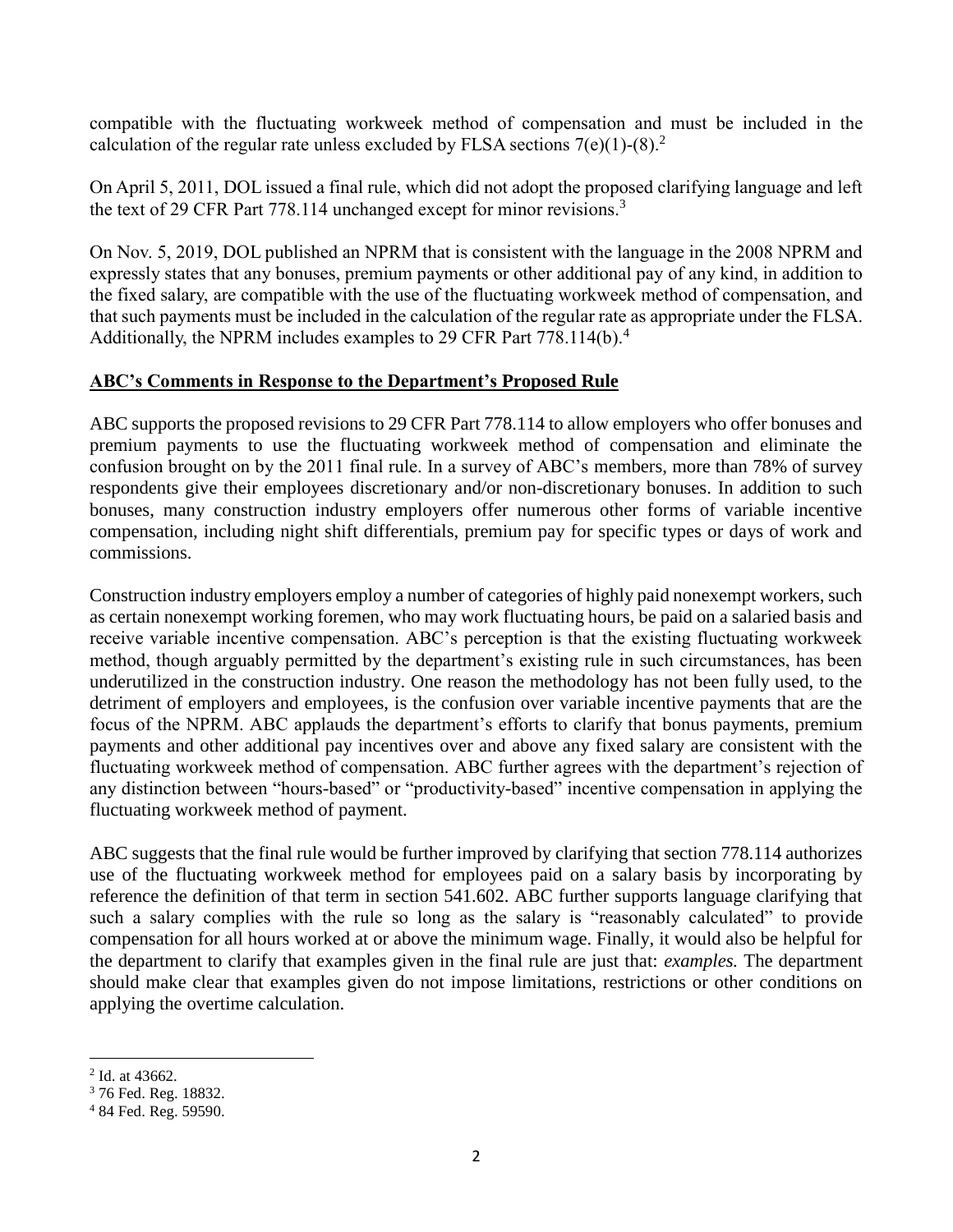compatible with the fluctuating workweek method of compensation and must be included in the calculation of the regular rate unless excluded by FLSA sections 7(e)(1)-(8).[2]

On April 5, 2011, DOL issued a final rule, which did not adopt the proposed clarifying language and left the text of 29 CFR Part 778.114 unchanged except for minor revisions.[3]

On Nov. 5, 2019, DOL published an NPRM that is consistent with the language in the 2008 NPRM and expressly states that any bonuses, premium payments or other additional pay of any kind, in addition to the fixed salary, are compatible with the use of the fluctuating workweek method of compensation, and that such payments must be included in the calculation of the regular rate as appropriate under the FLSA. Additionally, the NPRM includes examples to 29 CFR Part 778.114(b).[4]

## ABC's Comments in Response to the Department's Proposed Rule

ABC supports the proposed revisions to 29 CFR Part 778.114 to allow employers who offer bonuses and premium payments to use the fluctuating workweek method of compensation and eliminate the confusion brought on by the 2011 final rule. In a survey of ABC's members, more than 78% of survey respondents give their employees discretionary and/or non-discretionary bonuses. In addition to such bonuses, many construction industry employers offer numerous other forms of variable incentive compensation, including night shift differentials, premium pay for specific types or days of work and commissions.

Construction industry employers employ a number of categories of highly paid nonexempt workers, such as certain nonexempt working foremen, who may work fluctuating hours, be paid on a salaried basis and receive variable incentive compensation. ABC's perception is that the existing fluctuating workweek method, though arguably permitted by the department's existing rule in such circumstances, has been underutilized in the construction industry. One reason the methodology has not been fully used, to the detriment of employers and employees, is the confusion over variable incentive payments that are the focus of the NPRM. ABC applauds the department's efforts to clarify that bonus payments, premium payments and other additional pay incentives over and above any fixed salary are consistent with the fluctuating workweek method of compensation. ABC further agrees with the department's rejection of any distinction between "hours-based" or "productivity-based" incentive compensation in applying the fluctuating workweek method of payment.

ABC suggests that the final rule would be further improved by clarifying that section 778.114 authorizes use of the fluctuating workweek method for employees paid on a salary basis by incorporating by reference the definition of that term in section 541.602. ABC further supports language clarifying that such a salary complies with the rule so long as the salary is "reasonably calculated" to provide compensation for all hours worked at or above the minimum wage. Finally, it would also be helpful for the department to clarify that examples given in the final rule are just that: *examples.* The department should make clear that examples given do not impose limitations, restrictions or other conditions on applying the overtime calculation.

---

[2] Id. at 43662.

[3] 76 Fed. Reg. 18832.

[4] 84 Fed. Reg. 59590.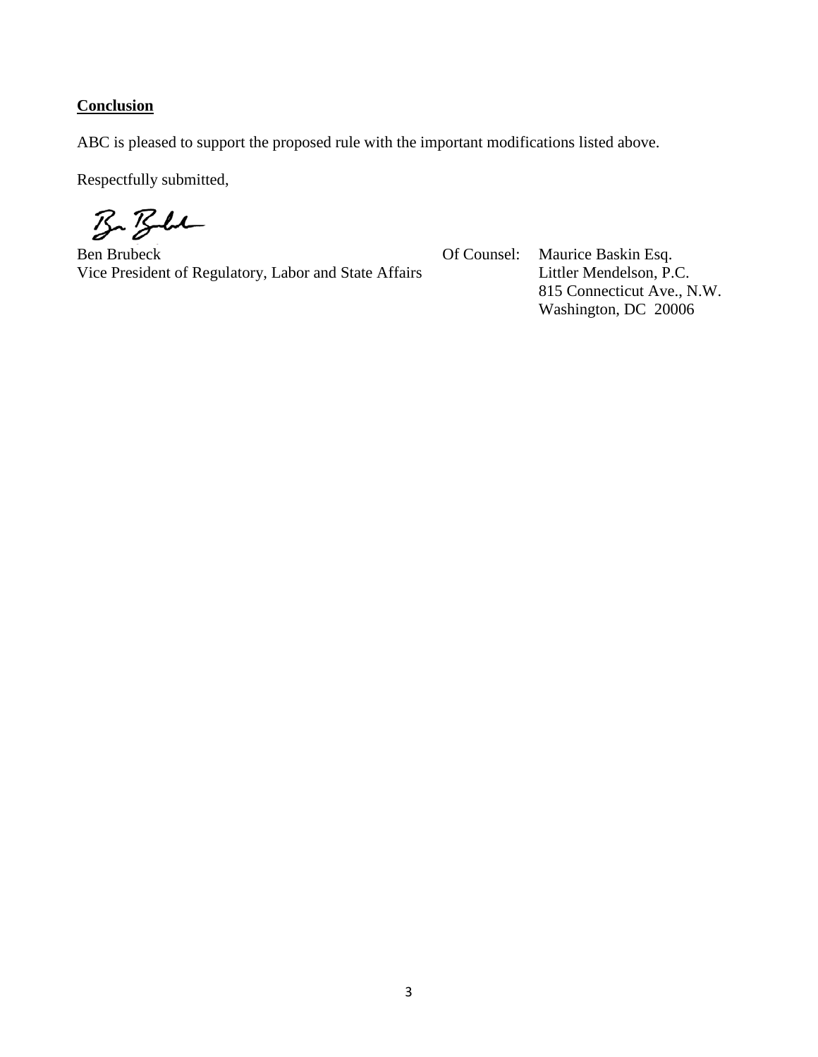**Conclusion**

ABC is pleased to support the proposed rule with the important modifications listed above.

Respectfully submitted,

Ben Brubeck
Vice President of Regulatory, Labor and State Affairs

Of Counsel: Maurice Baskin Esq.
Littler Mendelson, P.C.
815 Connecticut Ave., N.W.
Washington, DC 20006